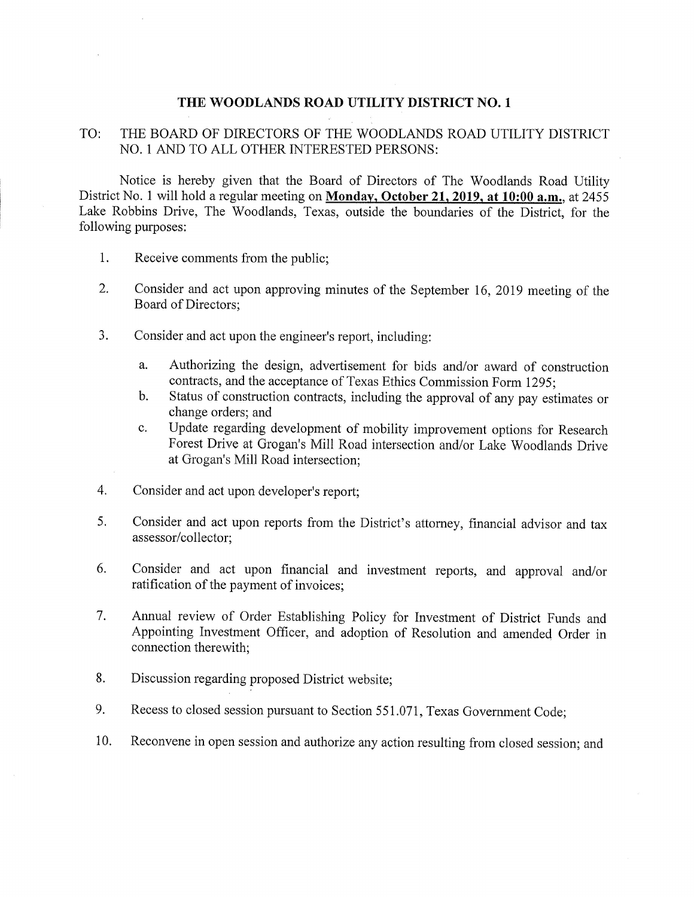# THE WOODLANDS ROAD UTILITY DISTRICT NO. 1

TO: THE BOARD OF DIRECTORS OF THE WOODLANDS ROAD UTILITY DISTRICT NO. 1 AND TO ALL OTHER INTERESTED PERSONS:

Notice is hereby given that the Board of Directors of The Woodlands Road Utility District No. 1 will hold a regular meeting on **Monday, October 21, 2019, at 10:00 a.m.**, at 2455 Lake Robbins Drive, The Woodlands, Texas, outside the boundaries of the District, for the following purposes:

1. Receive comments from the public;

2. Consider and act upon approving minutes of the September 16, 2019 meeting of the Board of Directors;

3. Consider and act upon the engineer's report, including:

   a. Authorizing the design, advertisement for bids and/or award of construction contracts, and the acceptance of Texas Ethics Commission Form 1295;
   b. Status of construction contracts, including the approval of any pay estimates or change orders; and
   c. Update regarding development of mobility improvement options for Research Forest Drive at Grogan's Mill Road intersection and/or Lake Woodlands Drive at Grogan's Mill Road intersection;

4. Consider and act upon developer's report;

5. Consider and act upon reports from the District's attorney, financial advisor and tax assessor/collector;

6. Consider and act upon financial and investment reports, and approval and/or ratification of the payment of invoices;

7. Annual review of Order Establishing Policy for Investment of District Funds and Appointing Investment Officer, and adoption of Resolution and amended Order in connection therewith;

8. Discussion regarding proposed District website;

9. Recess to closed session pursuant to Section 551.071, Texas Government Code;

10. Reconvene in open session and authorize any action resulting from closed session; and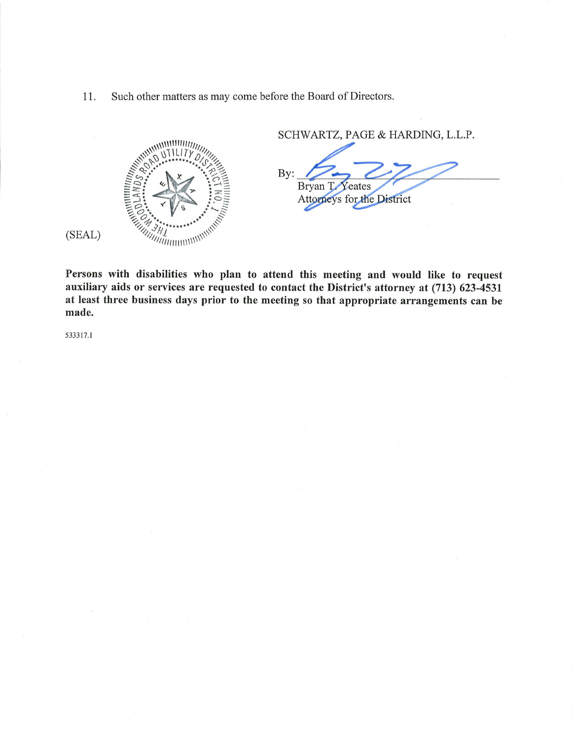11. Such other matters as may come before the Board of Directors.

(SEAL)

SCHWARTZ, PAGE & HARDING, L.L.P.

By: \_\_\_\_\_\_\_\_\_\_\_\_\_\_\_\_\_\_\_\_\_\_\_\_\_\_\_\_\_\_\_\_

Bryan T. Yeates
Attorneys for the District

**Persons with disabilities who plan to attend this meeting and would like to request auxiliary aids or services are requested to contact the District's attorney at (713) 623-4531 at least three business days prior to the meeting so that appropriate arrangements can be made.**

533317.1